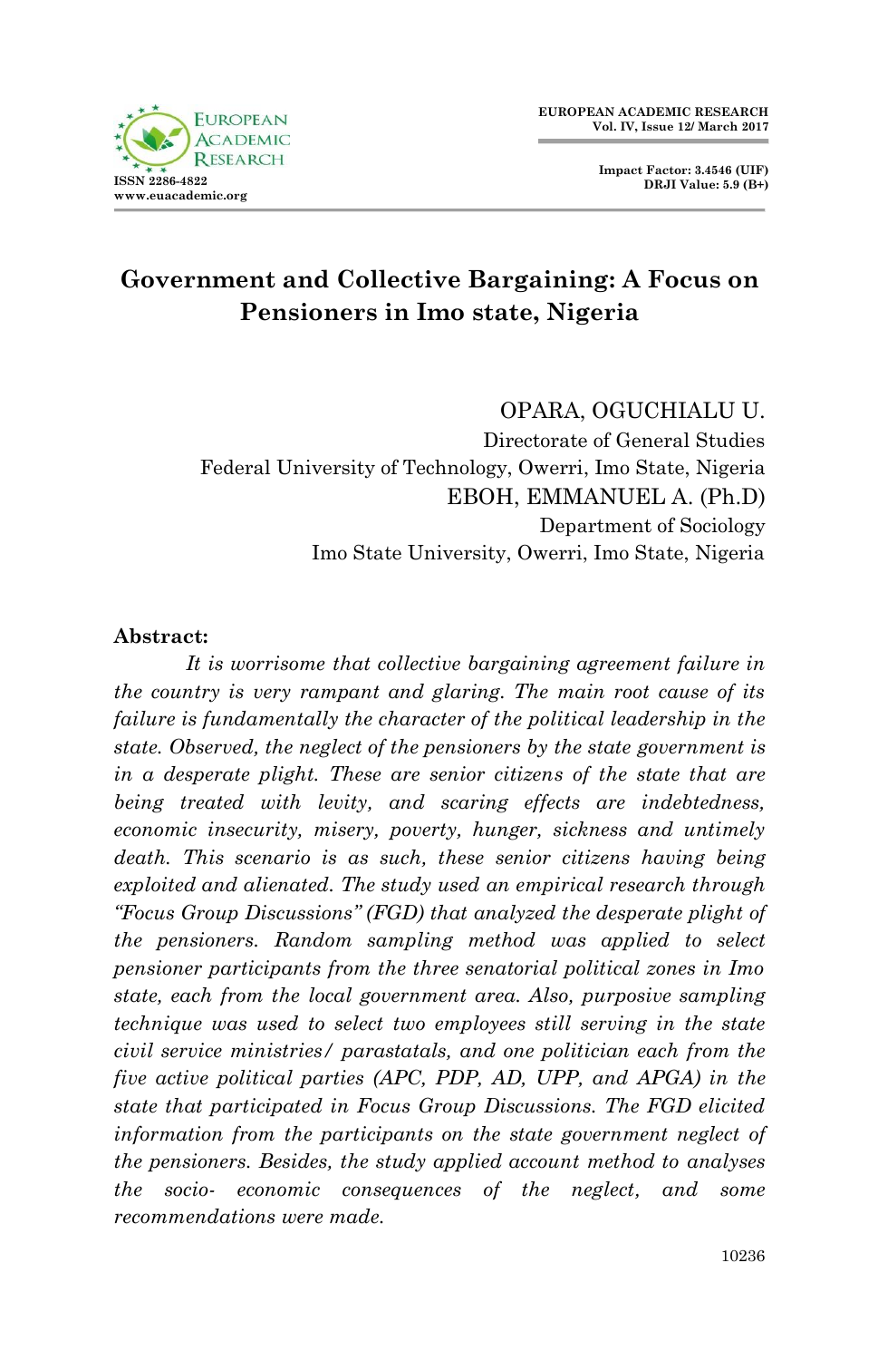# Government and Collective Bargaining: A Focus on Pensioners in Imo state, Nigeria

OPARA, OGUCHIALU U.
Directorate of General Studies
Federal University of Technology, Owerri, Imo State, Nigeria

EBOH, EMMANUEL A. (Ph.D)
Department of Sociology
Imo State University, Owerri, Imo State, Nigeria

**Abstract:**

*It is worrisome that collective bargaining agreement failure in the country is very rampant and glaring. The main root cause of its failure is fundamentally the character of the political leadership in the state. Observed, the neglect of the pensioners by the state government is in a desperate plight. These are senior citizens of the state that are being treated with levity, and scaring effects are indebtedness, economic insecurity, misery, poverty, hunger, sickness and untimely death. This scenario is as such, these senior citizens having being exploited and alienated. The study used an empirical research through "Focus Group Discussions" (FGD) that analyzed the desperate plight of the pensioners. Random sampling method was applied to select pensioner participants from the three senatorial political zones in Imo state, each from the local government area. Also, purposive sampling technique was used to select two employees still serving in the state civil service ministries/ parastatals, and one politician each from the five active political parties (APC, PDP, AD, UPP, and APGA) in the state that participated in Focus Group Discussions. The FGD elicited information from the participants on the state government neglect of the pensioners. Besides, the study applied account method to analyses the socio- economic consequences of the neglect, and some recommendations were made.*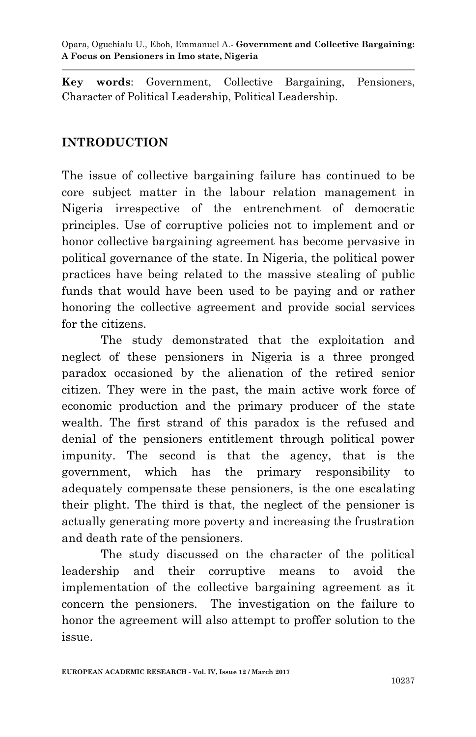**Key words**: Government, Collective Bargaining, Pensioners, Character of Political Leadership, Political Leadership.

## INTRODUCTION

The issue of collective bargaining failure has continued to be core subject matter in the labour relation management in Nigeria irrespective of the entrenchment of democratic principles. Use of corruptive policies not to implement and or honor collective bargaining agreement has become pervasive in political governance of the state. In Nigeria, the political power practices have being related to the massive stealing of public funds that would have been used to be paying and or rather honoring the collective agreement and provide social services for the citizens.

The study demonstrated that the exploitation and neglect of these pensioners in Nigeria is a three pronged paradox occasioned by the alienation of the retired senior citizen. They were in the past, the main active work force of economic production and the primary producer of the state wealth. The first strand of this paradox is the refused and denial of the pensioners entitlement through political power impunity. The second is that the agency, that is the government, which has the primary responsibility to adequately compensate these pensioners, is the one escalating their plight. The third is that, the neglect of the pensioner is actually generating more poverty and increasing the frustration and death rate of the pensioners.

The study discussed on the character of the political leadership and their corruptive means to avoid the implementation of the collective bargaining agreement as it concern the pensioners. The investigation on the failure to honor the agreement will also attempt to proffer solution to the issue.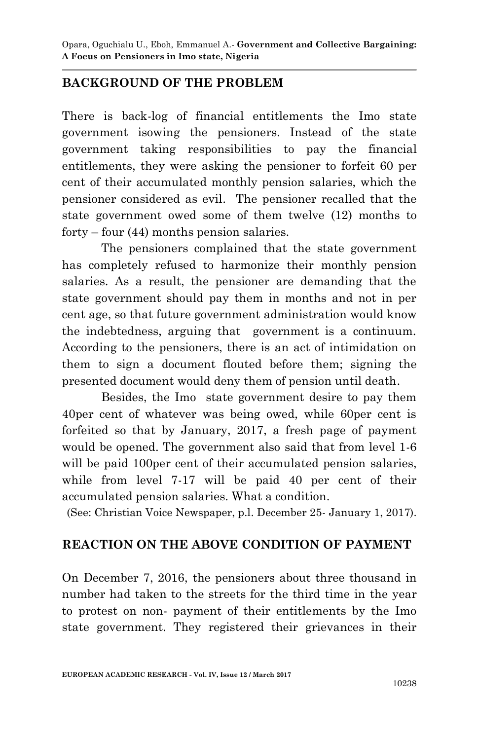## BACKGROUND OF THE PROBLEM

There is back-log of financial entitlements the Imo state government isowing the pensioners. Instead of the state government taking responsibilities to pay the financial entitlements, they were asking the pensioner to forfeit 60 per cent of their accumulated monthly pension salaries, which the pensioner considered as evil. The pensioner recalled that the state government owed some of them twelve (12) months to forty – four (44) months pension salaries.

The pensioners complained that the state government has completely refused to harmonize their monthly pension salaries. As a result, the pensioner are demanding that the state government should pay them in months and not in per cent age, so that future government administration would know the indebtedness, arguing that government is a continuum. According to the pensioners, there is an act of intimidation on them to sign a document flouted before them; signing the presented document would deny them of pension until death.

Besides, the Imo state government desire to pay them 40per cent of whatever was being owed, while 60per cent is forfeited so that by January, 2017, a fresh page of payment would be opened. The government also said that from level 1-6 will be paid 100per cent of their accumulated pension salaries, while from level 7-17 will be paid 40 per cent of their accumulated pension salaries. What a condition.

(See: Christian Voice Newspaper, p.l. December 25- January 1, 2017).

## REACTION ON THE ABOVE CONDITION OF PAYMENT

On December 7, 2016, the pensioners about three thousand in number had taken to the streets for the third time in the year to protest on non- payment of their entitlements by the Imo state government. They registered their grievances in their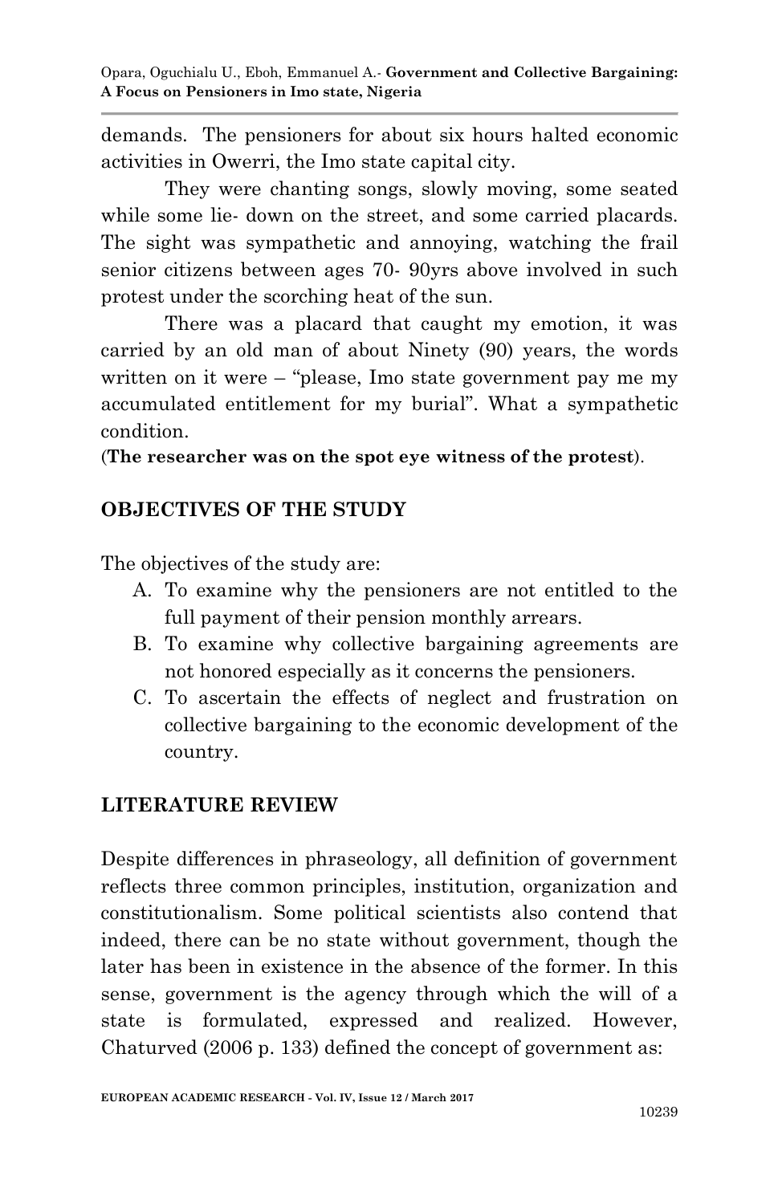demands. The pensioners for about six hours halted economic activities in Owerri, the Imo state capital city.

They were chanting songs, slowly moving, some seated while some lie- down on the street, and some carried placards. The sight was sympathetic and annoying, watching the frail senior citizens between ages 70- 90yrs above involved in such protest under the scorching heat of the sun.

There was a placard that caught my emotion, it was carried by an old man of about Ninety (90) years, the words written on it were – "please, Imo state government pay me my accumulated entitlement for my burial". What a sympathetic condition.

(**The researcher was on the spot eye witness of the protest**).

## OBJECTIVES OF THE STUDY

The objectives of the study are:

A. To examine why the pensioners are not entitled to the full payment of their pension monthly arrears.
B. To examine why collective bargaining agreements are not honored especially as it concerns the pensioners.
C. To ascertain the effects of neglect and frustration on collective bargaining to the economic development of the country.

## LITERATURE REVIEW

Despite differences in phraseology, all definition of government reflects three common principles, institution, organization and constitutionalism. Some political scientists also contend that indeed, there can be no state without government, though the later has been in existence in the absence of the former. In this sense, government is the agency through which the will of a state is formulated, expressed and realized. However, Chaturved (2006 p. 133) defined the concept of government as: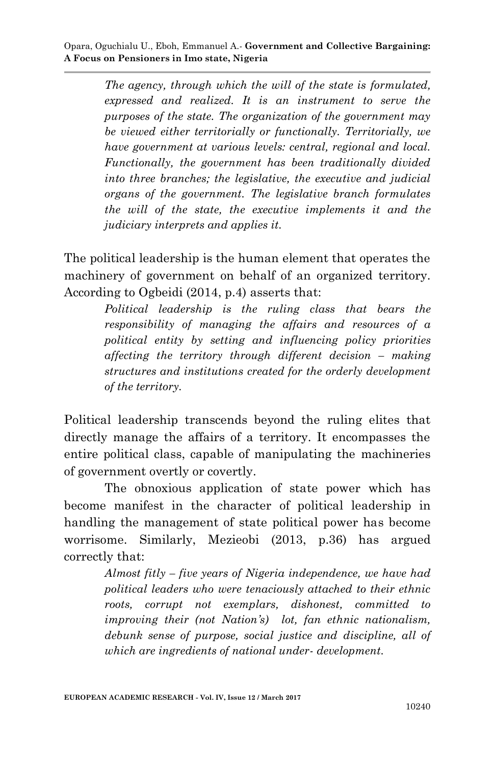> *The agency, through which the will of the state is formulated, expressed and realized. It is an instrument to serve the purposes of the state. The organization of the government may be viewed either territorially or functionally. Territorially, we have government at various levels: central, regional and local. Functionally, the government has been traditionally divided into three branches; the legislative, the executive and judicial organs of the government. The legislative branch formulates the will of the state, the executive implements it and the judiciary interprets and applies it.*

The political leadership is the human element that operates the machinery of government on behalf of an organized territory. According to Ogbeidi (2014, p.4) asserts that:

> *Political leadership is the ruling class that bears the responsibility of managing the affairs and resources of a political entity by setting and influencing policy priorities affecting the territory through different decision – making structures and institutions created for the orderly development of the territory.*

Political leadership transcends beyond the ruling elites that directly manage the affairs of a territory. It encompasses the entire political class, capable of manipulating the machineries of government overtly or covertly.

The obnoxious application of state power which has become manifest in the character of political leadership in handling the management of state political power has become worrisome. Similarly, Mezieobi (2013, p.36) has argued correctly that:

> *Almost fitly – five years of Nigeria independence, we have had political leaders who were tenaciously attached to their ethnic roots, corrupt not exemplars, dishonest, committed to improving their (not Nation's) lot, fan ethnic nationalism, debunk sense of purpose, social justice and discipline, all of which are ingredients of national under- development.*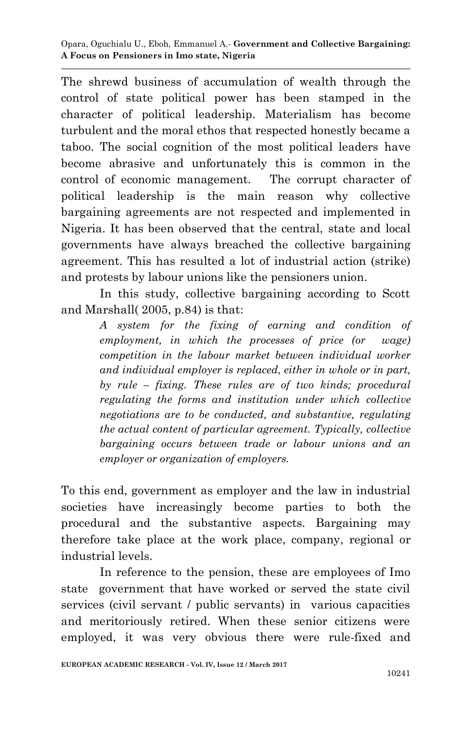The shrewd business of accumulation of wealth through the control of state political power has been stamped in the character of political leadership. Materialism has become turbulent and the moral ethos that respected honestly became a taboo. The social cognition of the most political leaders have become abrasive and unfortunately this is common in the control of economic management. The corrupt character of political leadership is the main reason why collective bargaining agreements are not respected and implemented in Nigeria. It has been observed that the central, state and local governments have always breached the collective bargaining agreement. This has resulted a lot of industrial action (strike) and protests by labour unions like the pensioners union.

In this study, collective bargaining according to Scott and Marshall( 2005, p.84) is that:

> *A system for the fixing of earning and condition of employment, in which the processes of price (or wage) competition in the labour market between individual worker and individual employer is replaced, either in whole or in part, by rule – fixing. These rules are of two kinds; procedural regulating the forms and institution under which collective negotiations are to be conducted, and substantive, regulating the actual content of particular agreement. Typically, collective bargaining occurs between trade or labour unions and an employer or organization of employers.*

To this end, government as employer and the law in industrial societies have increasingly become parties to both the procedural and the substantive aspects. Bargaining may therefore take place at the work place, company, regional or industrial levels.

In reference to the pension, these are employees of Imo state government that have worked or served the state civil services (civil servant / public servants) in various capacities and meritoriously retired. When these senior citizens were employed, it was very obvious there were rule-fixed and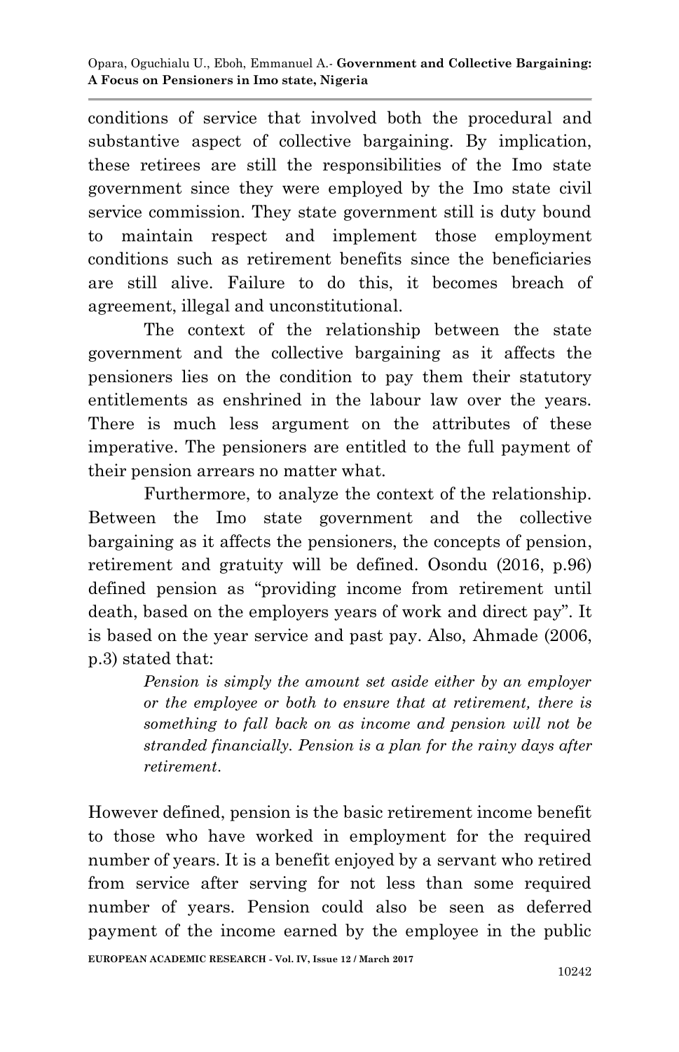conditions of service that involved both the procedural and substantive aspect of collective bargaining. By implication, these retirees are still the responsibilities of the Imo state government since they were employed by the Imo state civil service commission. They state government still is duty bound to maintain respect and implement those employment conditions such as retirement benefits since the beneficiaries are still alive. Failure to do this, it becomes breach of agreement, illegal and unconstitutional.

The context of the relationship between the state government and the collective bargaining as it affects the pensioners lies on the condition to pay them their statutory entitlements as enshrined in the labour law over the years. There is much less argument on the attributes of these imperative. The pensioners are entitled to the full payment of their pension arrears no matter what.

Furthermore, to analyze the context of the relationship. Between the Imo state government and the collective bargaining as it affects the pensioners, the concepts of pension, retirement and gratuity will be defined. Osondu (2016, p.96) defined pension as "providing income from retirement until death, based on the employers years of work and direct pay". It is based on the year service and past pay. Also, Ahmade (2006, p.3) stated that:

> *Pension is simply the amount set aside either by an employer or the employee or both to ensure that at retirement, there is something to fall back on as income and pension will not be stranded financially. Pension is a plan for the rainy days after retirement.*

However defined, pension is the basic retirement income benefit to those who have worked in employment for the required number of years. It is a benefit enjoyed by a servant who retired from service after serving for not less than some required number of years. Pension could also be seen as deferred payment of the income earned by the employee in the public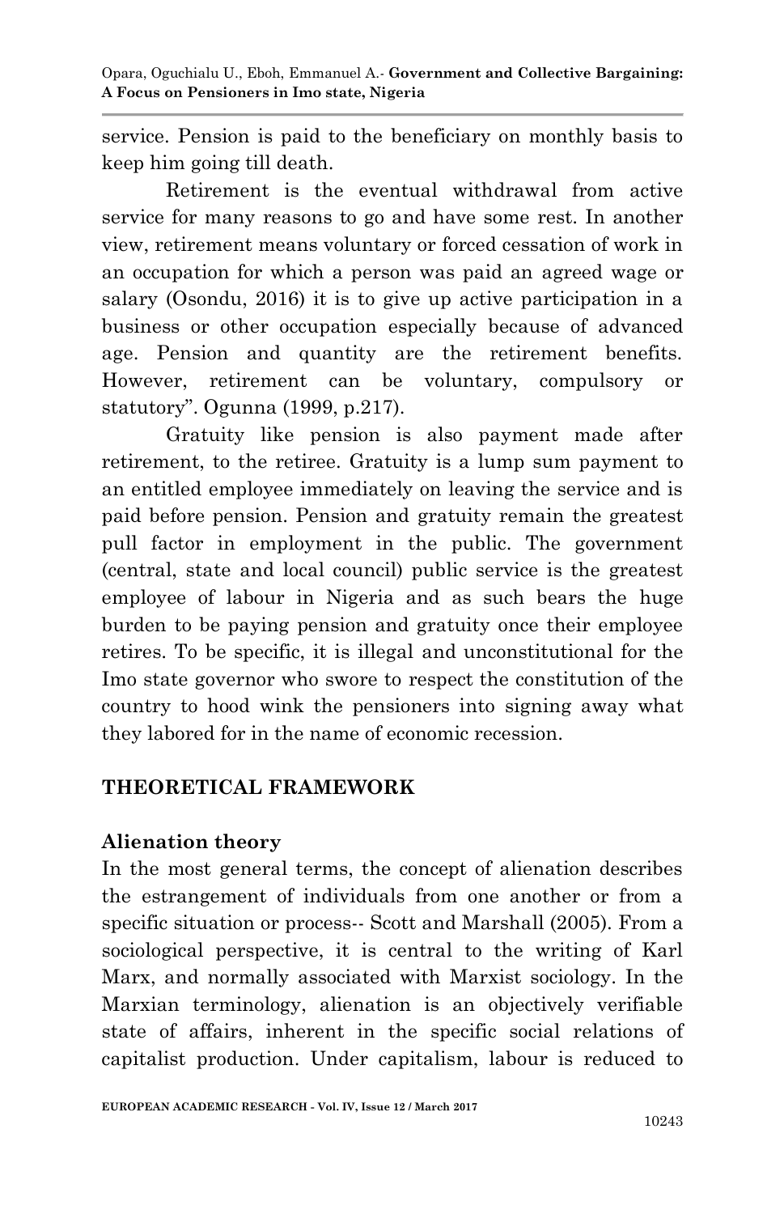service. Pension is paid to the beneficiary on monthly basis to keep him going till death.

Retirement is the eventual withdrawal from active service for many reasons to go and have some rest. In another view, retirement means voluntary or forced cessation of work in an occupation for which a person was paid an agreed wage or salary (Osondu, 2016) it is to give up active participation in a business or other occupation especially because of advanced age. Pension and quantity are the retirement benefits. However, retirement can be voluntary, compulsory or statutory". Ogunna (1999, p.217).

Gratuity like pension is also payment made after retirement, to the retiree. Gratuity is a lump sum payment to an entitled employee immediately on leaving the service and is paid before pension. Pension and gratuity remain the greatest pull factor in employment in the public. The government (central, state and local council) public service is the greatest employee of labour in Nigeria and as such bears the huge burden to be paying pension and gratuity once their employee retires. To be specific, it is illegal and unconstitutional for the Imo state governor who swore to respect the constitution of the country to hood wink the pensioners into signing away what they labored for in the name of economic recession.

## THEORETICAL FRAMEWORK

### Alienation theory

In the most general terms, the concept of alienation describes the estrangement of individuals from one another or from a specific situation or process-- Scott and Marshall (2005). From a sociological perspective, it is central to the writing of Karl Marx, and normally associated with Marxist sociology. In the Marxian terminology, alienation is an objectively verifiable state of affairs, inherent in the specific social relations of capitalist production. Under capitalism, labour is reduced to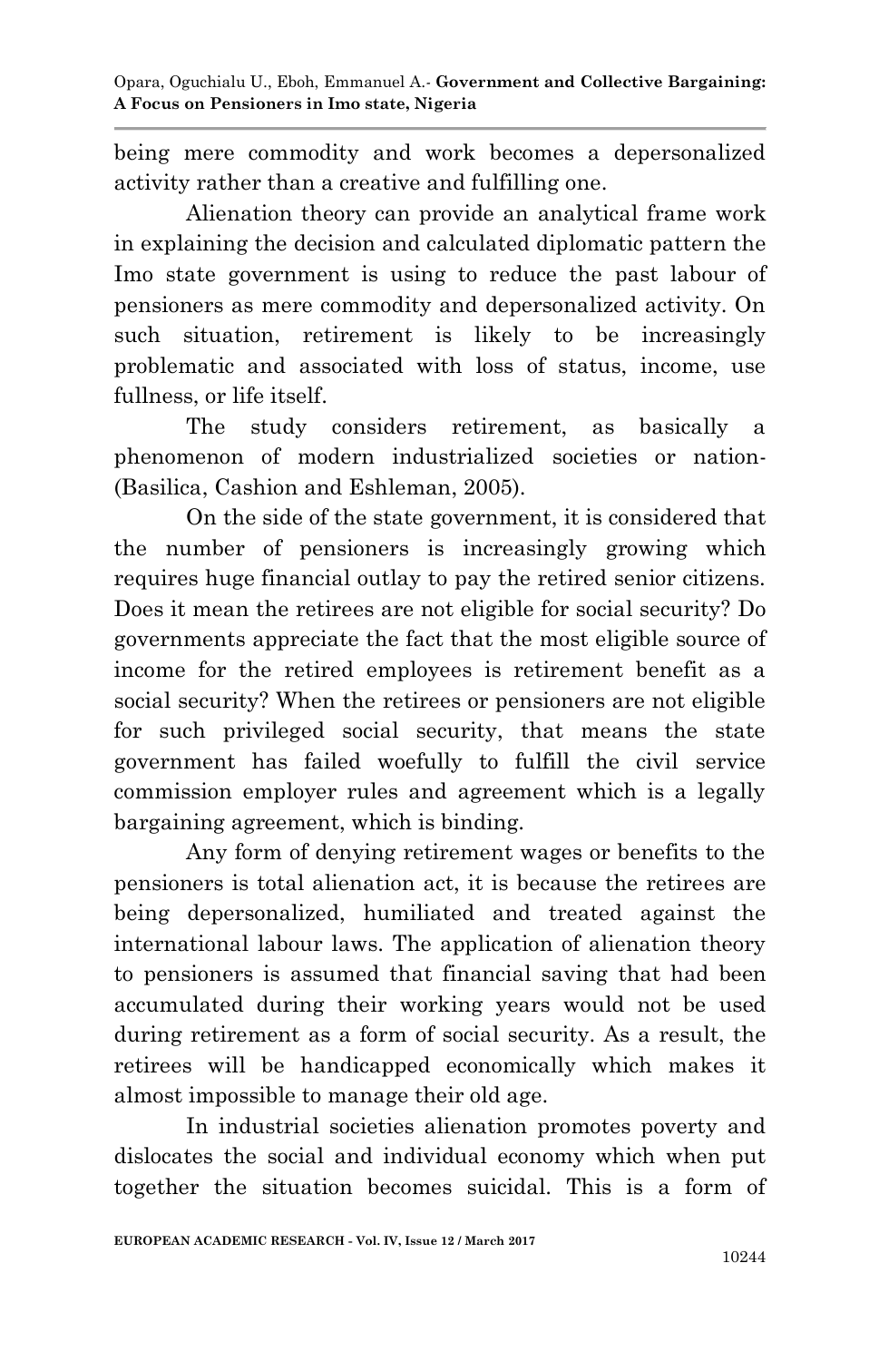being mere commodity and work becomes a depersonalized activity rather than a creative and fulfilling one.

Alienation theory can provide an analytical frame work in explaining the decision and calculated diplomatic pattern the Imo state government is using to reduce the past labour of pensioners as mere commodity and depersonalized activity. On such situation, retirement is likely to be increasingly problematic and associated with loss of status, income, use fullness, or life itself.

The study considers retirement, as basically a phenomenon of modern industrialized societies or nation- (Basilica, Cashion and Eshleman, 2005).

On the side of the state government, it is considered that the number of pensioners is increasingly growing which requires huge financial outlay to pay the retired senior citizens. Does it mean the retirees are not eligible for social security? Do governments appreciate the fact that the most eligible source of income for the retired employees is retirement benefit as a social security? When the retirees or pensioners are not eligible for such privileged social security, that means the state government has failed woefully to fulfill the civil service commission employer rules and agreement which is a legally bargaining agreement, which is binding.

Any form of denying retirement wages or benefits to the pensioners is total alienation act, it is because the retirees are being depersonalized, humiliated and treated against the international labour laws. The application of alienation theory to pensioners is assumed that financial saving that had been accumulated during their working years would not be used during retirement as a form of social security. As a result, the retirees will be handicapped economically which makes it almost impossible to manage their old age.

In industrial societies alienation promotes poverty and dislocates the social and individual economy which when put together the situation becomes suicidal. This is a form of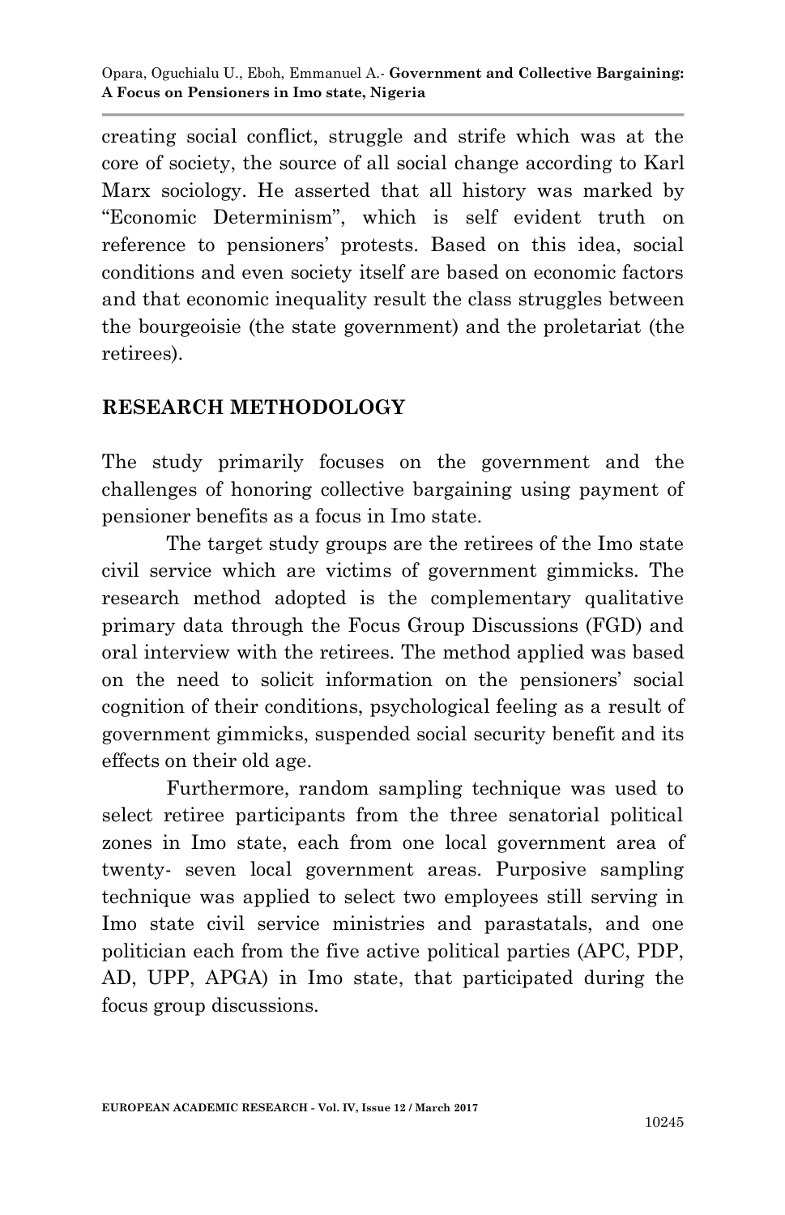creating social conflict, struggle and strife which was at the core of society, the source of all social change according to Karl Marx sociology. He asserted that all history was marked by "Economic Determinism", which is self evident truth on reference to pensioners' protests. Based on this idea, social conditions and even society itself are based on economic factors and that economic inequality result the class struggles between the bourgeoisie (the state government) and the proletariat (the retirees).

## RESEARCH METHODOLOGY

The study primarily focuses on the government and the challenges of honoring collective bargaining using payment of pensioner benefits as a focus in Imo state.

The target study groups are the retirees of the Imo state civil service which are victims of government gimmicks. The research method adopted is the complementary qualitative primary data through the Focus Group Discussions (FGD) and oral interview with the retirees. The method applied was based on the need to solicit information on the pensioners' social cognition of their conditions, psychological feeling as a result of government gimmicks, suspended social security benefit and its effects on their old age.

Furthermore, random sampling technique was used to select retiree participants from the three senatorial political zones in Imo state, each from one local government area of twenty- seven local government areas. Purposive sampling technique was applied to select two employees still serving in Imo state civil service ministries and parastatals, and one politician each from the five active political parties (APC, PDP, AD, UPP, APGA) in Imo state, that participated during the focus group discussions.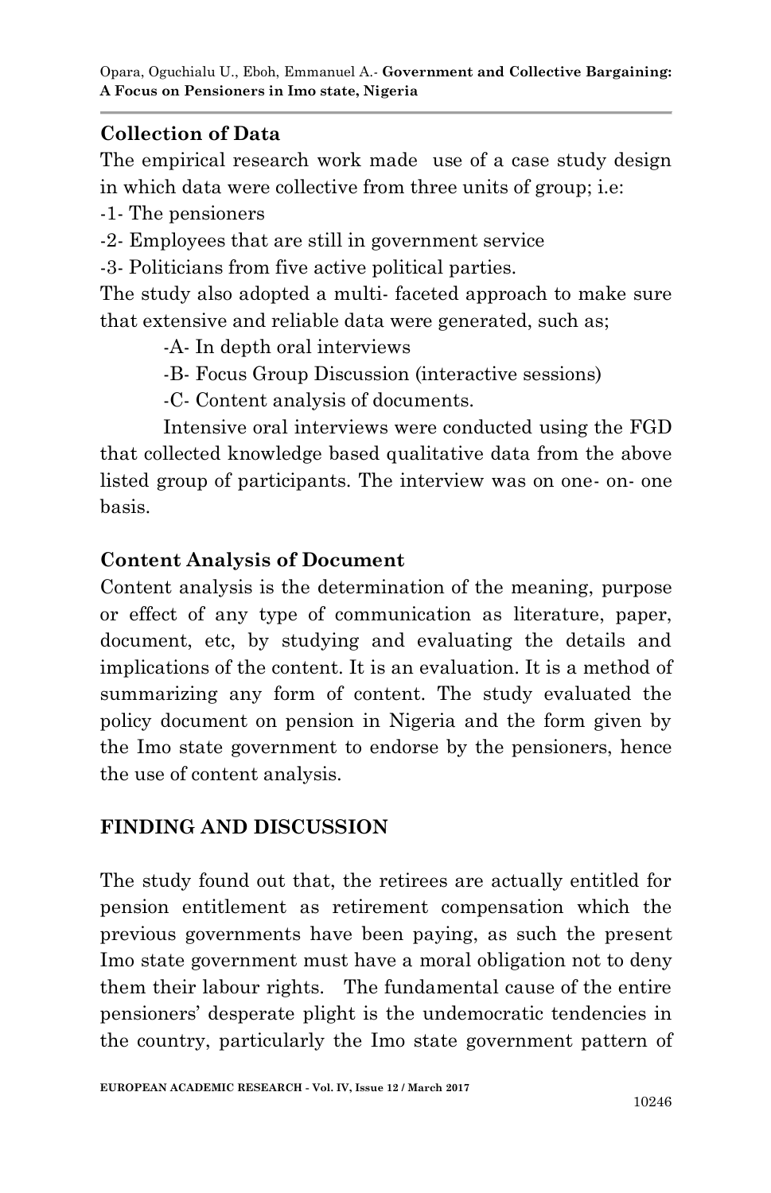## Collection of Data

The empirical research work made use of a case study design in which data were collective from three units of group; i.e:

-1- The pensioners

-2- Employees that are still in government service

-3- Politicians from five active political parties.

The study also adopted a multi- faceted approach to make sure that extensive and reliable data were generated, such as;

-A- In depth oral interviews

-B- Focus Group Discussion (interactive sessions)

-C- Content analysis of documents.

Intensive oral interviews were conducted using the FGD that collected knowledge based qualitative data from the above listed group of participants. The interview was on one- on- one basis.

## Content Analysis of Document

Content analysis is the determination of the meaning, purpose or effect of any type of communication as literature, paper, document, etc, by studying and evaluating the details and implications of the content. It is an evaluation. It is a method of summarizing any form of content. The study evaluated the policy document on pension in Nigeria and the form given by the Imo state government to endorse by the pensioners, hence the use of content analysis.

## FINDING AND DISCUSSION

The study found out that, the retirees are actually entitled for pension entitlement as retirement compensation which the previous governments have been paying, as such the present Imo state government must have a moral obligation not to deny them their labour rights. The fundamental cause of the entire pensioners' desperate plight is the undemocratic tendencies in the country, particularly the Imo state government pattern of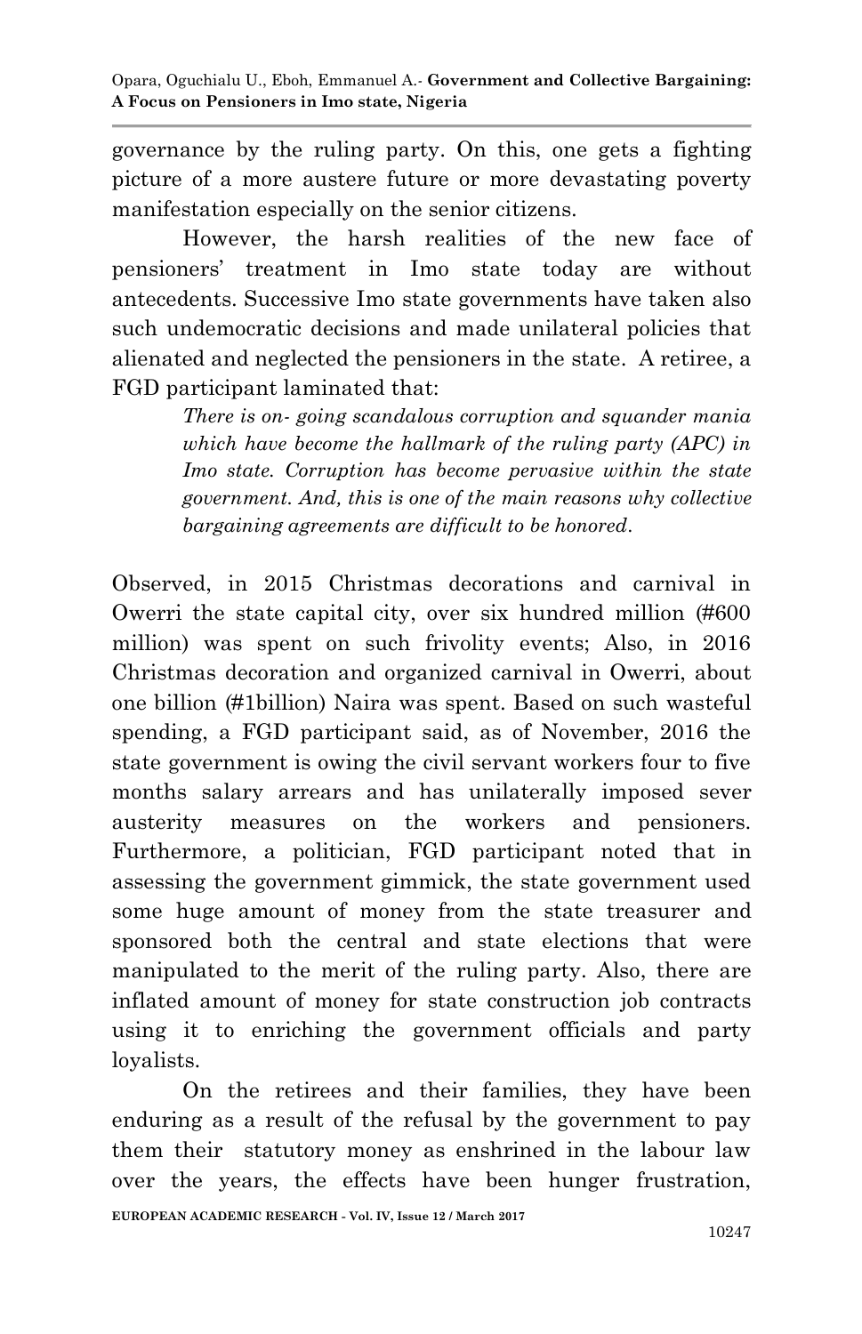governance by the ruling party. On this, one gets a fighting picture of a more austere future or more devastating poverty manifestation especially on the senior citizens.

However, the harsh realities of the new face of pensioners' treatment in Imo state today are without antecedents. Successive Imo state governments have taken also such undemocratic decisions and made unilateral policies that alienated and neglected the pensioners in the state. A retiree, a FGD participant laminated that:

> *There is on- going scandalous corruption and squander mania which have become the hallmark of the ruling party (APC) in Imo state. Corruption has become pervasive within the state government. And, this is one of the main reasons why collective bargaining agreements are difficult to be honored.*

Observed, in 2015 Christmas decorations and carnival in Owerri the state capital city, over six hundred million (#600 million) was spent on such frivolity events; Also, in 2016 Christmas decoration and organized carnival in Owerri, about one billion (#1billion) Naira was spent. Based on such wasteful spending, a FGD participant said, as of November, 2016 the state government is owing the civil servant workers four to five months salary arrears and has unilaterally imposed sever austerity measures on the workers and pensioners. Furthermore, a politician, FGD participant noted that in assessing the government gimmick, the state government used some huge amount of money from the state treasurer and sponsored both the central and state elections that were manipulated to the merit of the ruling party. Also, there are inflated amount of money for state construction job contracts using it to enriching the government officials and party loyalists.

On the retirees and their families, they have been enduring as a result of the refusal by the government to pay them their statutory money as enshrined in the labour law over the years, the effects have been hunger frustration,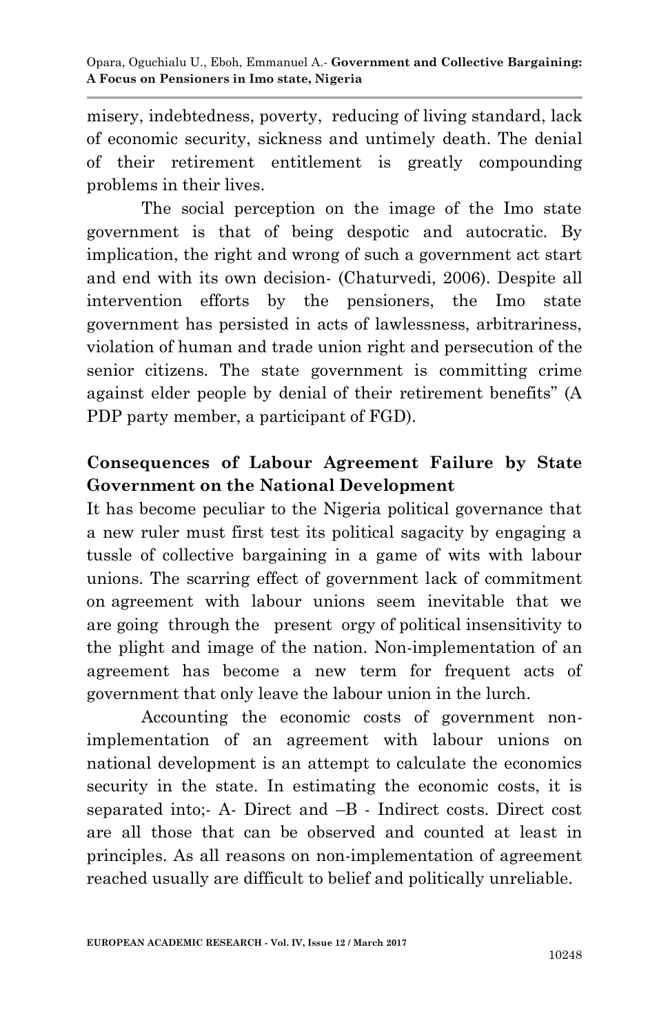misery, indebtedness, poverty, reducing of living standard, lack of economic security, sickness and untimely death. The denial of their retirement entitlement is greatly compounding problems in their lives.

The social perception on the image of the Imo state government is that of being despotic and autocratic. By implication, the right and wrong of such a government act start and end with its own decision- (Chaturvedi, 2006). Despite all intervention efforts by the pensioners, the Imo state government has persisted in acts of lawlessness, arbitrariness, violation of human and trade union right and persecution of the senior citizens. The state government is committing crime against elder people by denial of their retirement benefits" (A PDP party member, a participant of FGD).

**Consequences of Labour Agreement Failure by State Government on the National Development**

It has become peculiar to the Nigeria political governance that a new ruler must first test its political sagacity by engaging a tussle of collective bargaining in a game of wits with labour unions. The scarring effect of government lack of commitment on agreement with labour unions seem inevitable that we are going through the present orgy of political insensitivity to the plight and image of the nation. Non-implementation of an agreement has become a new term for frequent acts of government that only leave the labour union in the lurch.

Accounting the economic costs of government non-implementation of an agreement with labour unions on national development is an attempt to calculate the economics security in the state. In estimating the economic costs, it is separated into;- A- Direct and –B - Indirect costs. Direct cost are all those that can be observed and counted at least in principles. As all reasons on non-implementation of agreement reached usually are difficult to belief and politically unreliable.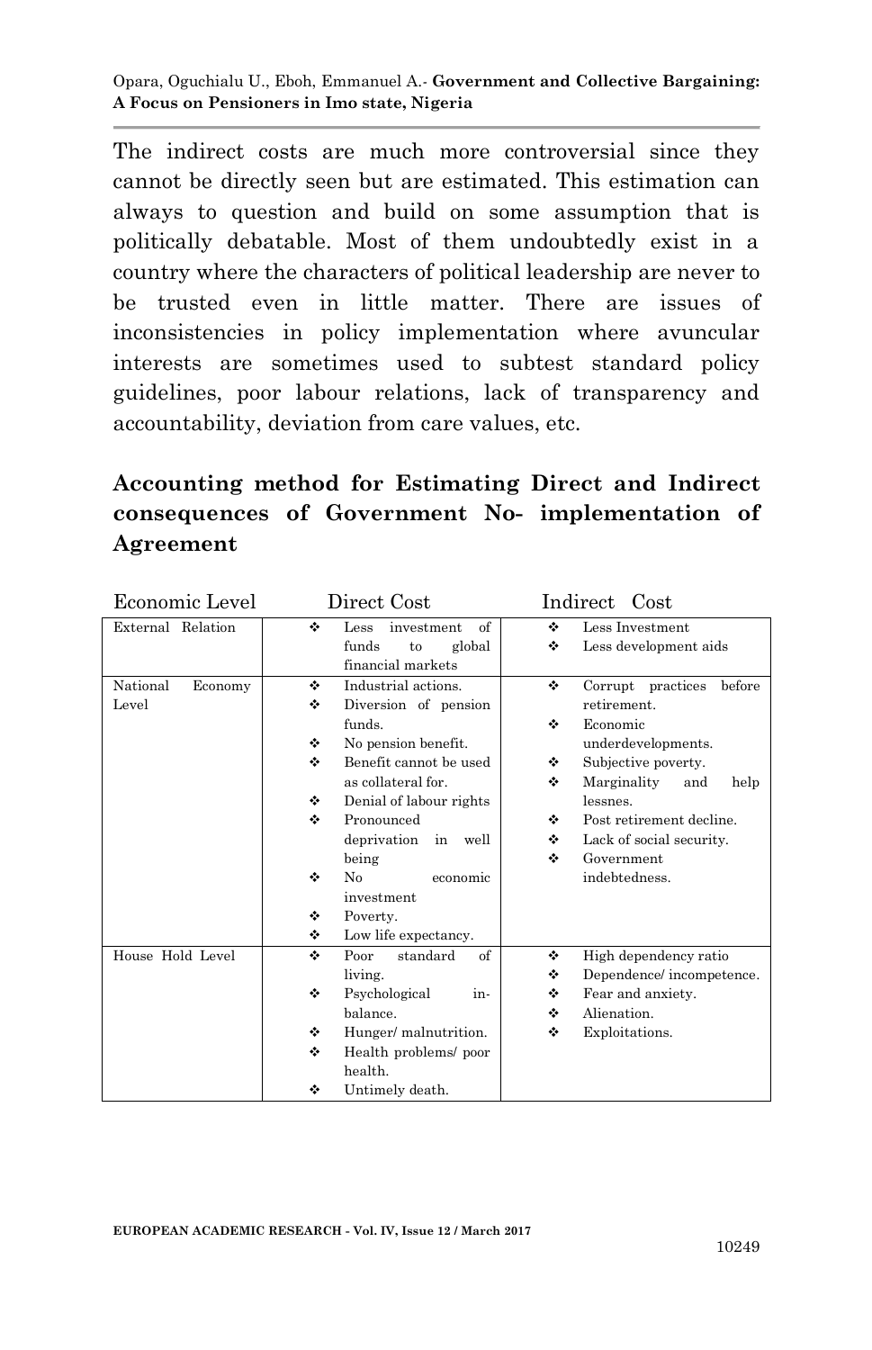The indirect costs are much more controversial since they cannot be directly seen but are estimated. This estimation can always to question and build on some assumption that is politically debatable. Most of them undoubtedly exist in a country where the characters of political leadership are never to be trusted even in little matter. There are issues of inconsistencies in policy implementation where avuncular interests are sometimes used to subtest standard policy guidelines, poor labour relations, lack of transparency and accountability, deviation from care values, etc.

## Accounting method for Estimating Direct and Indirect consequences of Government No- implementation of Agreement

| Economic Level | Direct Cost | Indirect Cost |
|---|---|---|
| External Relation | ❖ Less investment of funds to global financial markets | ❖ Less Investment<br>❖ Less development aids |
| National Economy Level | ❖ Industrial actions.<br>❖ Diversion of pension funds.<br>❖ No pension benefit.<br>❖ Benefit cannot be used as collateral for.<br>❖ Denial of labour rights<br>❖ Pronounced deprivation in well being<br>❖ No economic investment<br>❖ Poverty.<br>❖ Low life expectancy. | ❖ Corrupt practices before retirement.<br>❖ Economic underdevelopments.<br>❖ Subjective poverty.<br>❖ Marginality and help lessnes.<br>❖ Post retirement decline.<br>❖ Lack of social security.<br>❖ Government indebtedness. |
| House Hold Level | ❖ Poor standard of living.<br>❖ Psychological in-balance.<br>❖ Hunger/ malnutrition.<br>❖ Health problems/ poor health.<br>❖ Untimely death. | ❖ High dependency ratio<br>❖ Dependence/ incompetence.<br>❖ Fear and anxiety.<br>❖ Alienation.<br>❖ Exploitations. |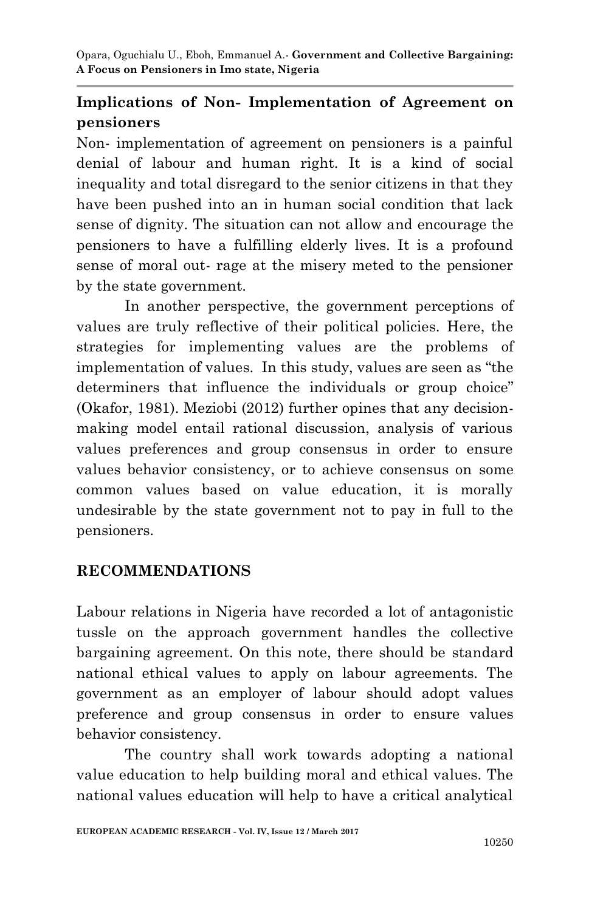## Implications of Non- Implementation of Agreement on pensioners

Non- implementation of agreement on pensioners is a painful denial of labour and human right. It is a kind of social inequality and total disregard to the senior citizens in that they have been pushed into an in human social condition that lack sense of dignity. The situation can not allow and encourage the pensioners to have a fulfilling elderly lives. It is a profound sense of moral out- rage at the misery meted to the pensioner by the state government.

In another perspective, the government perceptions of values are truly reflective of their political policies. Here, the strategies for implementing values are the problems of implementation of values. In this study, values are seen as "the determiners that influence the individuals or group choice" (Okafor, 1981). Meziobi (2012) further opines that any decision-making model entail rational discussion, analysis of various values preferences and group consensus in order to ensure values behavior consistency, or to achieve consensus on some common values based on value education, it is morally undesirable by the state government not to pay in full to the pensioners.

## RECOMMENDATIONS

Labour relations in Nigeria have recorded a lot of antagonistic tussle on the approach government handles the collective bargaining agreement. On this note, there should be standard national ethical values to apply on labour agreements. The government as an employer of labour should adopt values preference and group consensus in order to ensure values behavior consistency.

The country shall work towards adopting a national value education to help building moral and ethical values. The national values education will help to have a critical analytical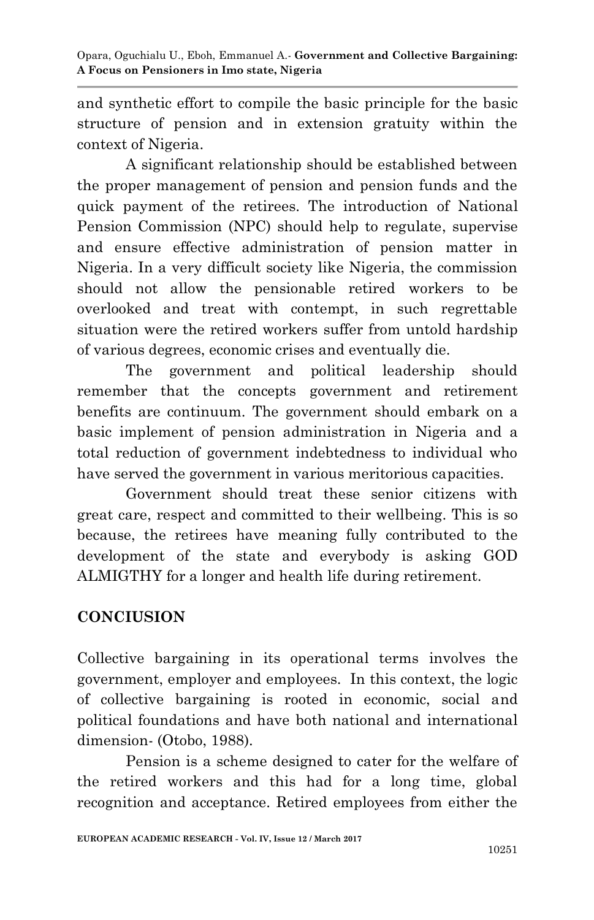and synthetic effort to compile the basic principle for the basic structure of pension and in extension gratuity within the context of Nigeria.

A significant relationship should be established between the proper management of pension and pension funds and the quick payment of the retirees. The introduction of National Pension Commission (NPC) should help to regulate, supervise and ensure effective administration of pension matter in Nigeria. In a very difficult society like Nigeria, the commission should not allow the pensionable retired workers to be overlooked and treat with contempt, in such regrettable situation were the retired workers suffer from untold hardship of various degrees, economic crises and eventually die.

The government and political leadership should remember that the concepts government and retirement benefits are continuum. The government should embark on a basic implement of pension administration in Nigeria and a total reduction of government indebtedness to individual who have served the government in various meritorious capacities.

Government should treat these senior citizens with great care, respect and committed to their wellbeing. This is so because, the retirees have meaning fully contributed to the development of the state and everybody is asking GOD ALMIGTHY for a longer and health life during retirement.

## CONCIUSION

Collective bargaining in its operational terms involves the government, employer and employees. In this context, the logic of collective bargaining is rooted in economic, social and political foundations and have both national and international dimension- (Otobo, 1988).

Pension is a scheme designed to cater for the welfare of the retired workers and this had for a long time, global recognition and acceptance. Retired employees from either the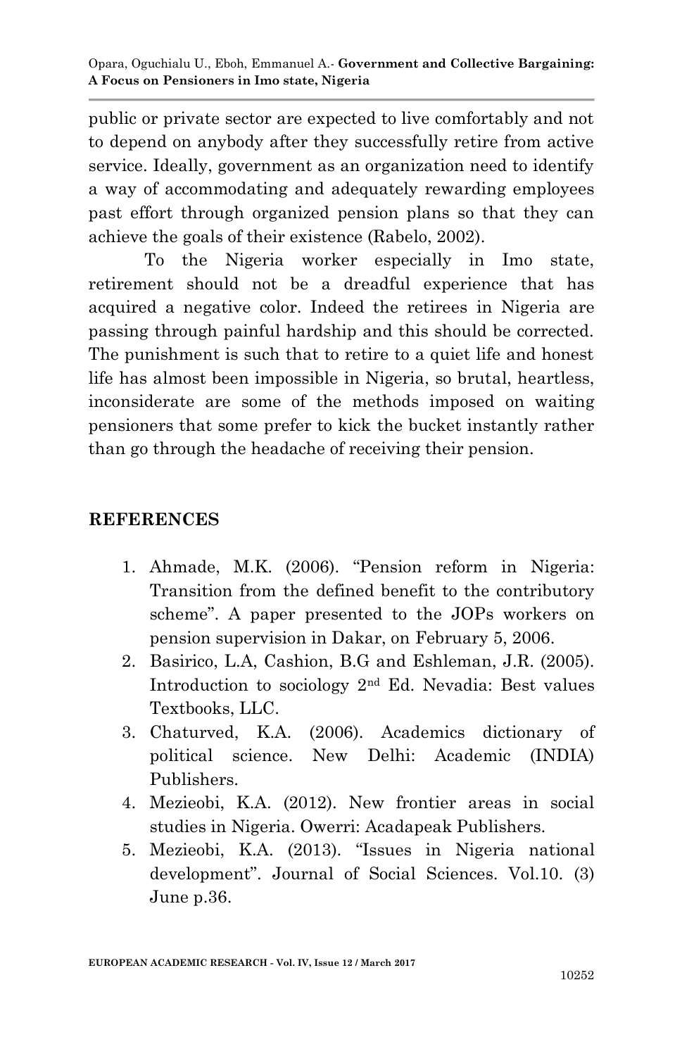public or private sector are expected to live comfortably and not to depend on anybody after they successfully retire from active service. Ideally, government as an organization need to identify a way of accommodating and adequately rewarding employees past effort through organized pension plans so that they can achieve the goals of their existence (Rabelo, 2002).

To the Nigeria worker especially in Imo state, retirement should not be a dreadful experience that has acquired a negative color. Indeed the retirees in Nigeria are passing through painful hardship and this should be corrected. The punishment is such that to retire to a quiet life and honest life has almost been impossible in Nigeria, so brutal, heartless, inconsiderate are some of the methods imposed on waiting pensioners that some prefer to kick the bucket instantly rather than go through the headache of receiving their pension.

## REFERENCES

1. Ahmade, M.K. (2006). "Pension reform in Nigeria: Transition from the defined benefit to the contributory scheme". A paper presented to the JOPs workers on pension supervision in Dakar, on February 5, 2006.
2. Basirico, L.A, Cashion, B.G and Eshleman, J.R. (2005). Introduction to sociology 2nd Ed. Nevadia: Best values Textbooks, LLC.
3. Chaturved, K.A. (2006). Academics dictionary of political science. New Delhi: Academic (INDIA) Publishers.
4. Mezieobi, K.A. (2012). New frontier areas in social studies in Nigeria. Owerri: Acadapeak Publishers.
5. Mezieobi, K.A. (2013). "Issues in Nigeria national development". Journal of Social Sciences. Vol.10. (3) June p.36.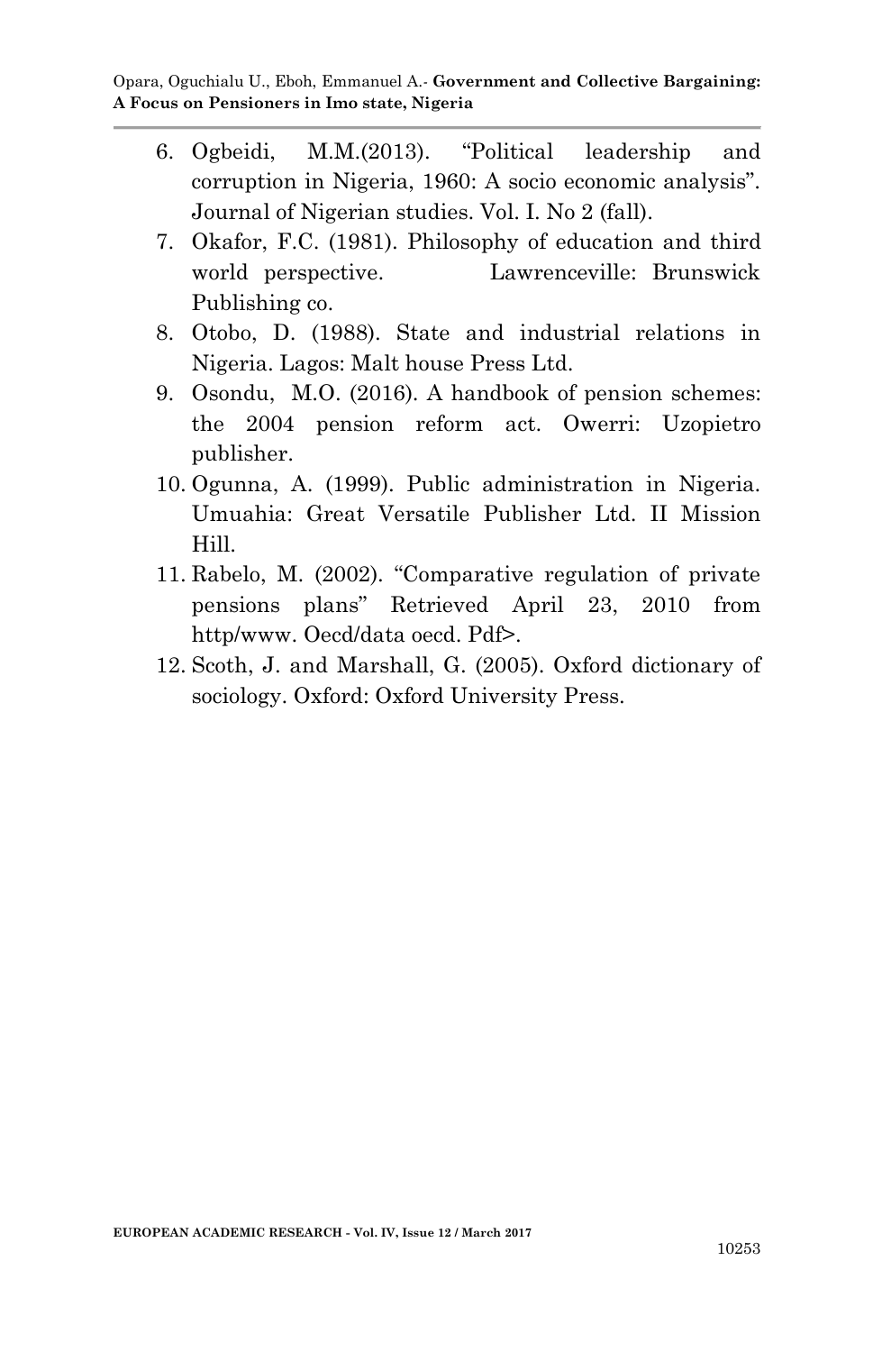6. Ogbeidi, M.M.(2013). "Political leadership and corruption in Nigeria, 1960: A socio economic analysis". Journal of Nigerian studies. Vol. I. No 2 (fall).
7. Okafor, F.C. (1981). Philosophy of education and third world perspective. Lawrenceville: Brunswick Publishing co.
8. Otobo, D. (1988). State and industrial relations in Nigeria. Lagos: Malt house Press Ltd.
9. Osondu, M.O. (2016). A handbook of pension schemes: the 2004 pension reform act. Owerri: Uzopietro publisher.
10. Ogunna, A. (1999). Public administration in Nigeria. Umuahia: Great Versatile Publisher Ltd. II Mission Hill.
11. Rabelo, M. (2002). "Comparative regulation of private pensions plans" Retrieved April 23, 2010 from http/www. Oecd/data oecd. Pdf>.
12. Scoth, J. and Marshall, G. (2005). Oxford dictionary of sociology. Oxford: Oxford University Press.